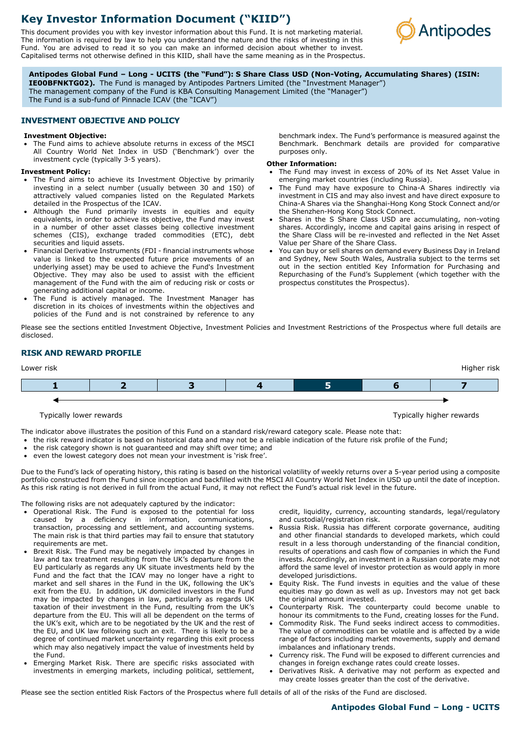# Key Investor Information Document ("KIID")

This document provides you with key investor information about this Fund. It is not marketing material. The information is required by law to help you understand the nature and the risks of investing in this Fund. You are advised to read it so you can make an informed decision about whether to invest. Capitalised terms not otherwise defined in this KIID, shall have the same meaning as in the Prospectus.

**Antipodes Global Fund – Long - UCITS (the "Fund"): S Share Class USD (Non-Voting, Accumulating Shares) (ISIN: IE00BFNKTG02).** The Fund is managed by Antipodes Partners Limited (the "Investment Manager")
The management company of the Fund is KBA Consulting Management Limited (the "Manager")
The Fund is a sub-fund of Pinnacle ICAV (the "ICAV")

## INVESTMENT OBJECTIVE AND POLICY

**Investment Objective:**

- The Fund aims to achieve absolute returns in excess of the MSCI All Country World Net Index in USD ('Benchmark') over the investment cycle (typically 3-5 years).

**Investment Policy:**

- The Fund aims to achieve its Investment Objective by primarily investing in a select number (usually between 30 and 150) of attractively valued companies listed on the Regulated Markets detailed in the Prospectus of the ICAV.
- Although the Fund primarily invests in equities and equity equivalents, in order to achieve its objective, the Fund may invest in a number of other asset classes being collective investment schemes (CIS), exchange traded commodities (ETC), debt securities and liquid assets.
- Financial Derivative Instruments (FDI - financial instruments whose value is linked to the expected future price movements of an underlying asset) may be used to achieve the Fund's Investment Objective. They may also be used to assist with the efficient management of the Fund with the aim of reducing risk or costs or generating additional capital or income.
- The Fund is actively managed. The Investment Manager has discretion in its choices of investments within the objectives and policies of the Fund and is not constrained by reference to any benchmark index. The Fund's performance is measured against the Benchmark. Benchmark details are provided for comparative purposes only.

**Other Information:**

- The Fund may invest in excess of 20% of its Net Asset Value in emerging market countries (including Russia).
- The Fund may have exposure to China-A Shares indirectly via investment in CIS and may also invest and have direct exposure to China-A Shares via the Shanghai-Hong Kong Stock Connect and/or the Shenzhen-Hong Kong Stock Connect.
- Shares in the S Share Class USD are accumulating, non-voting shares. Accordingly, income and capital gains arising in respect of the Share Class will be re-invested and reflected in the Net Asset Value per Share of the Share Class.
- You can buy or sell shares on demand every Business Day in Ireland and Sydney, New South Wales, Australia subject to the terms set out in the section entitled Key Information for Purchasing and Repurchasing of the Fund's Supplement (which together with the prospectus constitutes the Prospectus).

Please see the sections entitled Investment Objective, Investment Policies and Investment Restrictions of the Prospectus where full details are disclosed.

## RISK AND REWARD PROFILE

Lower risk — Higher risk

| 1 | 2 | 3 | 4 | **5** | 6 | 7 |
|---|---|---|---|---|---|---|

Typically lower rewards — Typically higher rewards

The indicator above illustrates the position of this Fund on a standard risk/reward category scale. Please note that:

- the risk reward indicator is based on historical data and may not be a reliable indication of the future risk profile of the Fund;
- the risk category shown is not guaranteed and may shift over time; and
- even the lowest category does not mean your investment is 'risk free'.

Due to the Fund's lack of operating history, this rating is based on the historical volatility of weekly returns over a 5-year period using a composite portfolio constructed from the Fund since inception and backfilled with the MSCI All Country World Net Index in USD up until the date of inception. As this risk rating is not derived in full from the actual Fund, it may not reflect the Fund's actual risk level in the future.

The following risks are not adequately captured by the indicator:

- Operational Risk. The Fund is exposed to the potential for loss caused by a deficiency in information, communications, transaction, processing and settlement, and accounting systems. The main risk is that third parties may fail to ensure that statutory requirements are met.
- Brexit Risk. The Fund may be negatively impacted by changes in law and tax treatment resulting from the UK's departure from the EU particularly as regards any UK situate investments held by the Fund and the fact that the ICAV may no longer have a right to market and sell shares in the Fund in the UK, following the UK's exit from the EU. In addition, UK domiciled investors in the Fund may be impacted by changes in law, particularly as regards UK taxation of their investment in the Fund, resulting from the UK's departure from the EU. This will all be dependent on the terms of the UK's exit, which are to be negotiated by the UK and the rest of the EU, and UK law following such an exit. There is likely to be a degree of continued market uncertainty regarding this exit process which may also negatively impact the value of investments held by the Fund.
- Emerging Market Risk. There are specific risks associated with investments in emerging markets, including political, settlement, credit, liquidity, currency, accounting standards, legal/regulatory and custodial/registration risk.
- Russia Risk. Russia has different corporate governance, auditing and other financial standards to developed markets, which could result in a less thorough understanding of the financial condition, results of operations and cash flow of companies in which the Fund invests. Accordingly, an investment in a Russian corporate may not afford the same level of investor protection as would apply in more developed jurisdictions.
- Equity Risk. The Fund invests in equities and the value of these equities may go down as well as up. Investors may not get back the original amount invested.
- Counterparty Risk. The counterparty could become unable to honour its commitments to the Fund, creating losses for the Fund.
- Commodity Risk. The Fund seeks indirect access to commodities. The value of commodities can be volatile and is affected by a wide range of factors including market movements, supply and demand imbalances and inflationary trends.
- Currency risk. The Fund will be exposed to different currencies and changes in foreign exchange rates could create losses.
- Derivatives Risk. A derivative may not perform as expected and may create losses greater than the cost of the derivative.

Please see the section entitled Risk Factors of the Prospectus where full details of all of the risks of the Fund are disclosed.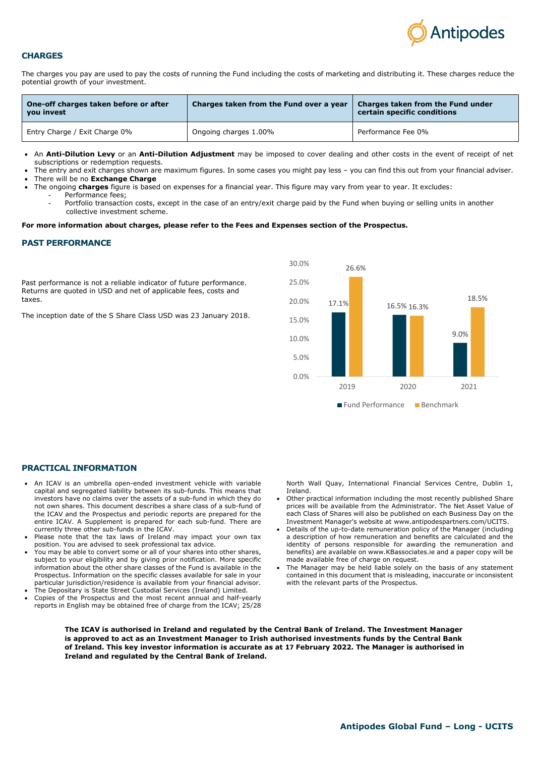## CHARGES

The charges you pay are used to pay the costs of running the Fund including the costs of marketing and distributing it. These charges reduce the potential growth of your investment.

| One-off charges taken before or after you invest | Charges taken from the Fund over a year | Charges taken from the Fund under certain specific conditions |
|---|---|---|
| Entry Charge / Exit Charge 0% | Ongoing charges 1.00% | Performance Fee 0% |

- An **Anti-Dilution Levy** or an **Anti-Dilution Adjustment** may be imposed to cover dealing and other costs in the event of receipt of net subscriptions or redemption requests.
- The entry and exit charges shown are maximum figures. In some cases you might pay less – you can find this out from your financial adviser.
- There will be no **Exchange Charge**
- The ongoing **charges** figure is based on expenses for a financial year. This figure may vary from year to year. It excludes:
  - Performance fees;
  - Portfolio transaction costs, except in the case of an entry/exit charge paid by the Fund when buying or selling units in another collective investment scheme.

**For more information about charges, please refer to the Fees and Expenses section of the Prospectus.**

## PAST PERFORMANCE

Past performance is not a reliable indicator of future performance. Returns are quoted in USD and net of applicable fees, costs and taxes.

The inception date of the S Share Class USD was 23 January 2018.

30.0%
25.0%
20.0%
15.0%
10.0%
5.0%
0.0%

2019: 17.1% 26.6%
2020: 16.5% 16.3%
2021: 9.0% 18.5%

Fund Performance
Benchmark

## PRACTICAL INFORMATION

- An ICAV is an umbrella open-ended investment vehicle with variable capital and segregated liability between its sub-funds. This means that investors have no claims over the assets of a sub-fund in which they do not own shares. This document describes a share class of a sub-fund of the ICAV and the Prospectus and periodic reports are prepared for the entire ICAV. A Supplement is prepared for each sub-fund. There are currently three other sub-funds in the ICAV.
- Please note that the tax laws of Ireland may impact your own tax position. You are advised to seek professional tax advice.
- You may be able to convert some or all of your shares into other shares, subject to your eligibility and by giving prior notification. More specific information about the other share classes of the Fund is available in the Prospectus. Information on the specific classes available for sale in your particular jurisdiction/residence is available from your financial advisor.
- The Depositary is State Street Custodial Services (Ireland) Limited.
- Copies of the Prospectus and the most recent annual and half-yearly reports in English may be obtained free of charge from the ICAV; 25/28 North Wall Quay, International Financial Services Centre, Dublin 1, Ireland.
- Other practical information including the most recently published Share prices will be available from the Administrator. The Net Asset Value of each Class of Shares will also be published on each Business Day on the Investment Manager's website at www.antipodespartners.com/UCITS.
- Details of the up-to-date remuneration policy of the Manager (including a description of how remuneration and benefits are calculated and the identity of persons responsible for awarding the remuneration and benefits) are available on www.KBassociates.ie and a paper copy will be made available free of charge on request.
- The Manager may be held liable solely on the basis of any statement contained in this document that is misleading, inaccurate or inconsistent with the relevant parts of the Prospectus.

**The ICAV is authorised in Ireland and regulated by the Central Bank of Ireland. The Investment Manager is approved to act as an Investment Manager to Irish authorised investments funds by the Central Bank of Ireland. This key investor information is accurate as at 17 February 2022. The Manager is authorised in Ireland and regulated by the Central Bank of Ireland.**